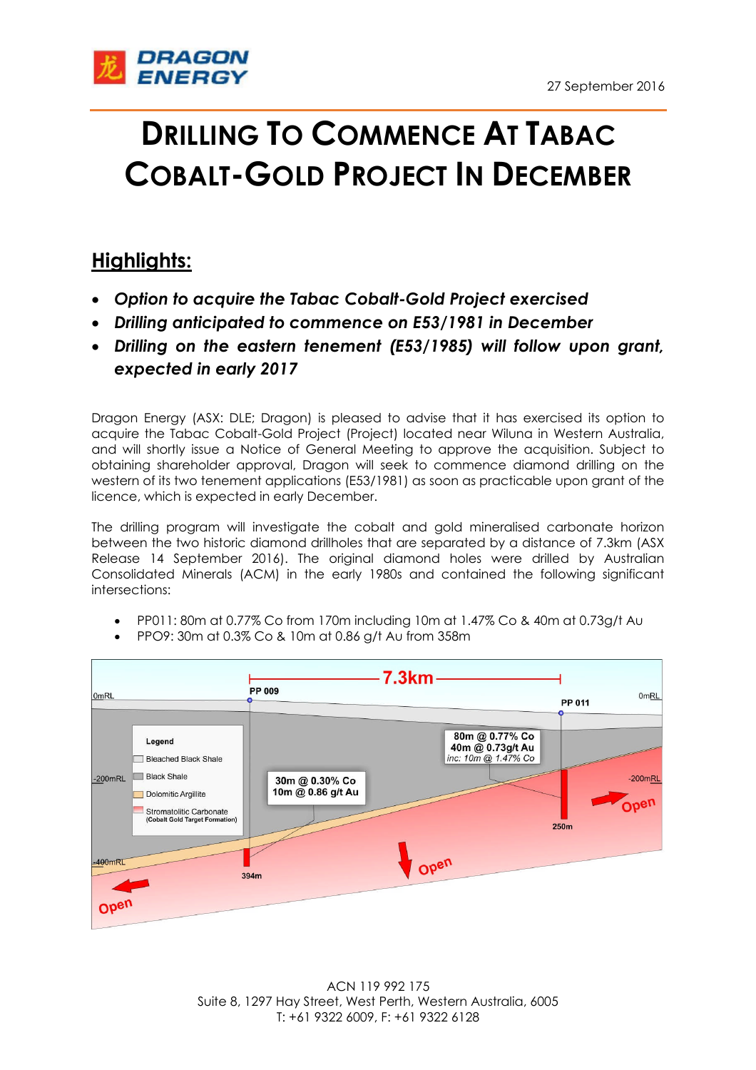27 September 2016

# Drilling To Commence At Tabac Cobalt-Gold Project In December

## Highlights:

- ***Option to acquire the Tabac Cobalt-Gold Project exercised***
- ***Drilling anticipated to commence on E53/1981 in December***
- ***Drilling on the eastern tenement (E53/1985) will follow upon grant, expected in early 2017***

Dragon Energy (ASX: DLE; Dragon) is pleased to advise that it has exercised its option to acquire the Tabac Cobalt-Gold Project (Project) located near Wiluna in Western Australia, and will shortly issue a Notice of General Meeting to approve the acquisition. Subject to obtaining shareholder approval, Dragon will seek to commence diamond drilling on the western of its two tenement applications (E53/1981) as soon as practicable upon grant of the licence, which is expected in early December.

The drilling program will investigate the cobalt and gold mineralised carbonate horizon between the two historic diamond drillholes that are separated by a distance of 7.3km (ASX Release 14 September 2016). The original diamond holes were drilled by Australian Consolidated Minerals (ACM) in the early 1980s and contained the following significant intersections:

- PP011: 80m at 0.77% Co from 170m including 10m at 1.47% Co & 40m at 0.73g/t Au
- PPO9: 30m at 0.3% Co & 10m at 0.86 g/t Au from 358m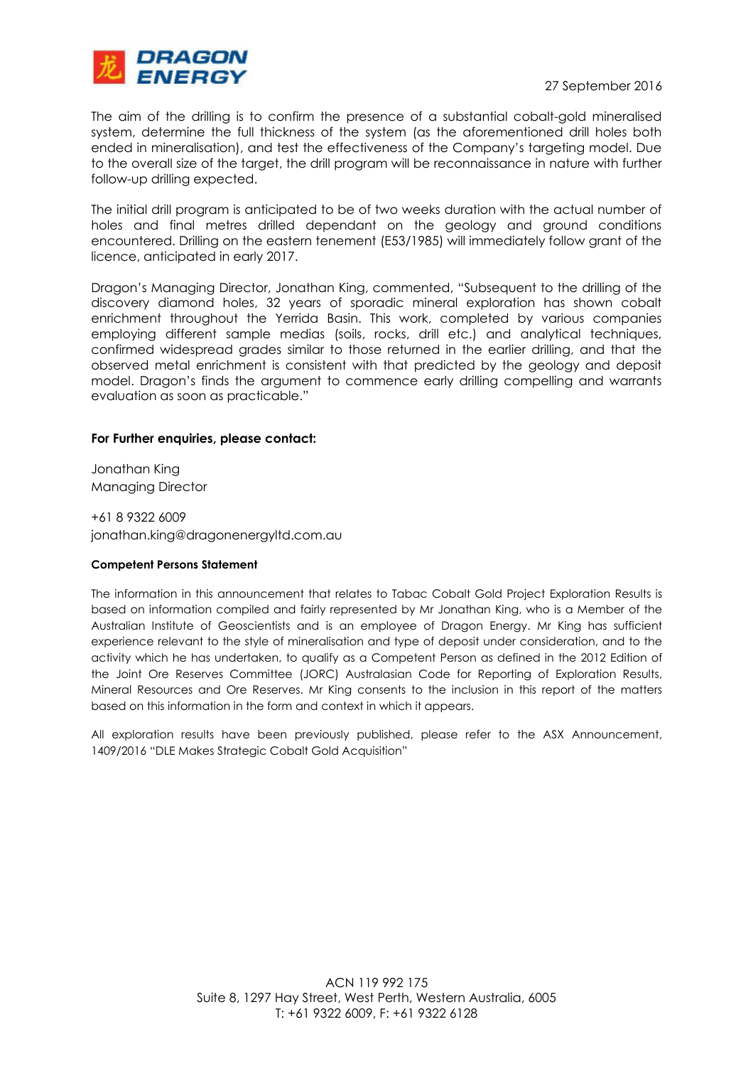The aim of the drilling is to confirm the presence of a substantial cobalt-gold mineralised system, determine the full thickness of the system (as the aforementioned drill holes both ended in mineralisation), and test the effectiveness of the Company's targeting model. Due to the overall size of the target, the drill program will be reconnaissance in nature with further follow-up drilling expected.

The initial drill program is anticipated to be of two weeks duration with the actual number of holes and final metres drilled dependant on the geology and ground conditions encountered. Drilling on the eastern tenement (E53/1985) will immediately follow grant of the licence, anticipated in early 2017.

Dragon's Managing Director, Jonathan King, commented, "Subsequent to the drilling of the discovery diamond holes, 32 years of sporadic mineral exploration has shown cobalt enrichment throughout the Yerrida Basin. This work, completed by various companies employing different sample medias (soils, rocks, drill etc.) and analytical techniques, confirmed widespread grades similar to those returned in the earlier drilling, and that the observed metal enrichment is consistent with that predicted by the geology and deposit model. Dragon's finds the argument to commence early drilling compelling and warrants evaluation as soon as practicable."

**For Further enquiries, please contact:**

Jonathan King
Managing Director

+61 8 9322 6009
jonathan.king@dragonenergyltd.com.au

**Competent Persons Statement**

The information in this announcement that relates to Tabac Cobalt Gold Project Exploration Results is based on information compiled and fairly represented by Mr Jonathan King, who is a Member of the Australian Institute of Geoscientists and is an employee of Dragon Energy. Mr King has sufficient experience relevant to the style of mineralisation and type of deposit under consideration, and to the activity which he has undertaken, to qualify as a Competent Person as defined in the 2012 Edition of the Joint Ore Reserves Committee (JORC) Australasian Code for Reporting of Exploration Results, Mineral Resources and Ore Reserves. Mr King consents to the inclusion in this report of the matters based on this information in the form and context in which it appears.

All exploration results have been previously published, please refer to the ASX Announcement, 1409/2016 "DLE Makes Strategic Cobalt Gold Acquisition"

ACN 119 992 175
Suite 8, 1297 Hay Street, West Perth, Western Australia, 6005
T: +61 9322 6009, F: +61 9322 6128